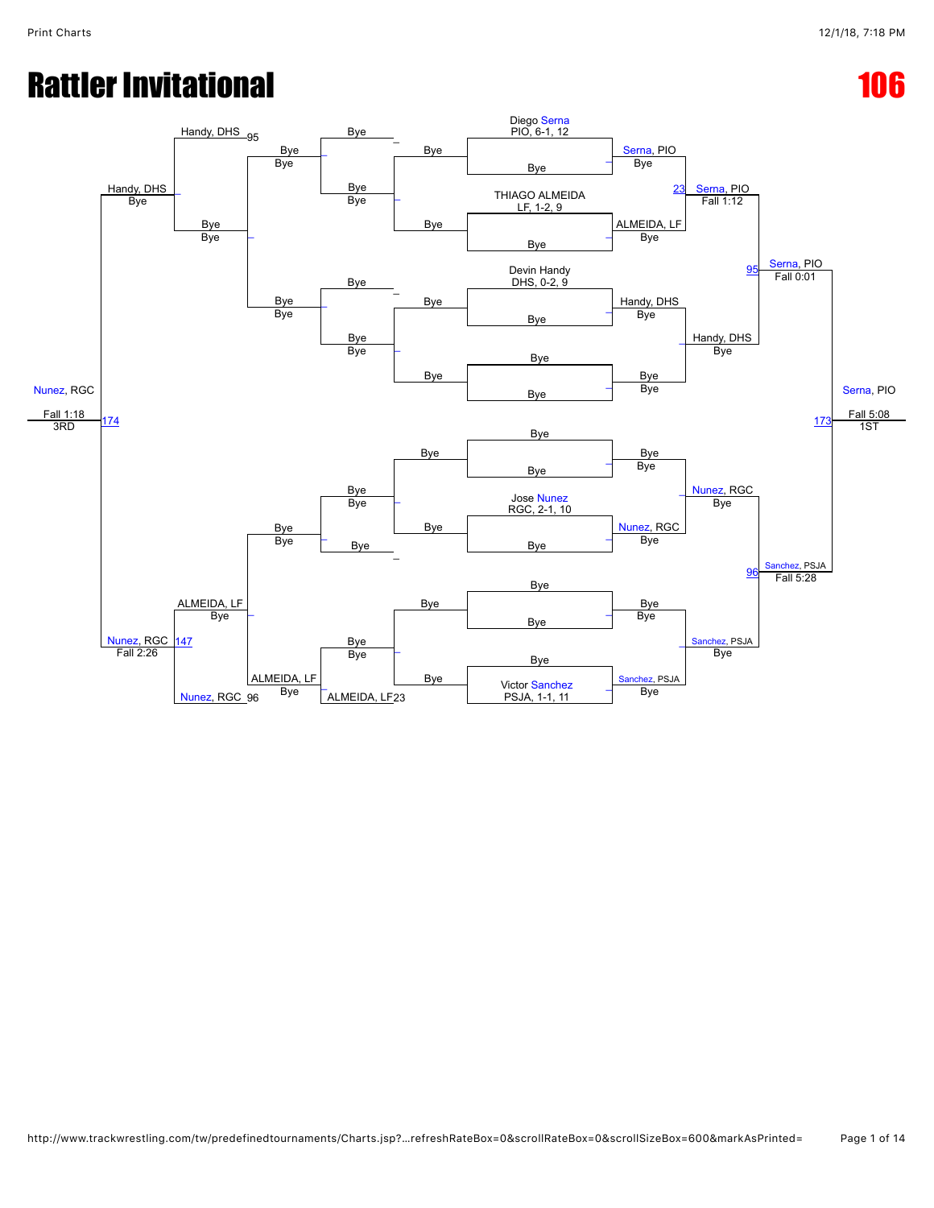# Rattler Invitational

# 106

## Championship Bracket

**Seeded entrants:**

- Diego Serna, PIO, 6-1, 12
- THIAGO ALMEIDA, LF, 1-2, 9
- Devin Handy, DHS, 0-2, 9
- Jose Nunez, RGC, 2-1, 10
- Victor Sanchez, PSJA, 1-1, 11

**First round:**

- Serna, PIO — Bye
- ALMEIDA, LF — Bye
- Handy, DHS — Bye
- Nunez, RGC — Bye
- Sanchez, PSJA — Bye

**Quarterfinals:**

- Serna, PIO over ALMEIDA, LF (Bout 23) — Fall 1:12
- Handy, DHS — Bye
- Nunez, RGC — Bye
- Sanchez, PSJA — Bye

**Semifinals:**

- Serna, PIO over Handy, DHS (Bout 95) — Fall 0:01
- Sanchez, PSJA over Nunez, RGC (Bout 96) — Fall 5:28

**Final (Bout 173):**

- Serna, PIO — Fall 5:08 — 1ST

## Consolation Bracket

- Handy, DHS (from Bout 95) — Bye
- Handy, DHS — Bye
- ALMEIDA, LF (from Bout 23) — Bye
- ALMEIDA, LF — Bye
- Nunez, RGC (from Bout 96)
- Nunez, RGC over ALMEIDA, LF (Bout 147) — Fall 2:26

**3rd Place (Bout 174):**

- Nunez, RGC over Handy, DHS — Fall 1:18 — 3RD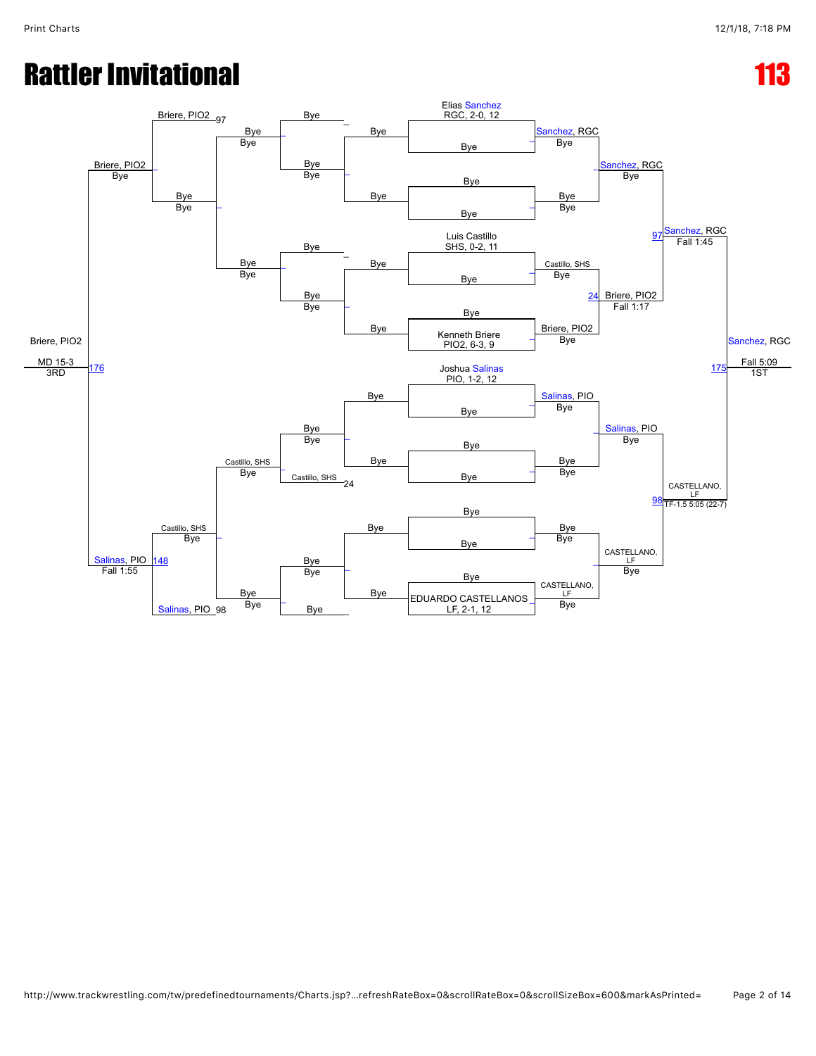# Rattler Invitational

# 113

## Championship Bracket

**Seeded entrants:**

- Elias Sanchez, RGC, 2-0, 12
- Luis Castillo, SHS, 0-2, 11
- Kenneth Briere, PIO2, 6-3, 9
- Joshua Salinas, PIO, 1-2, 12
- EDUARDO CASTELLANOS, LF, 2-1, 12

**First round:**

- Sanchez, RGC — Bye
- Castillo, SHS — Bye
- Briere, PIO2 — Bye
- Salinas, PIO — Bye
- CASTELLANO, LF — Bye

**Quarterfinals:**

- Sanchez, RGC — Bye
- Salinas, PIO — Bye
- CASTELLANO, LF — Bye

**Semifinals:**

- Bout 97: Sanchez, RGC — Fall 1:45 (over Sanchez, RGC / Briere, PIO2)
- Bout 24: Briere, PIO2 — Fall 1:17 (over Castillo, SHS / Briere, PIO2)
- Bout 98: CASTELLANO, LF — TF-1.5 5:05 (22-7) (over Salinas, PIO / CASTELLANO, LF)

**Final (1st):**

- Bout 175: Sanchez, RGC — Fall 5:09 — 1ST

## Consolation Bracket

- Bout 97: Briere, PIO2
- Briere, PIO2 — Bye
- Bout 24: Castillo, SHS
- Castillo, SHS — Bye
- Castillo, SHS — Bye
- Bout 98: Salinas, PIO
- Bout 148: Salinas, PIO — Fall 1:55

**3rd Place:**

- Bout 176: Briere, PIO2 — MD 15-3 — 3RD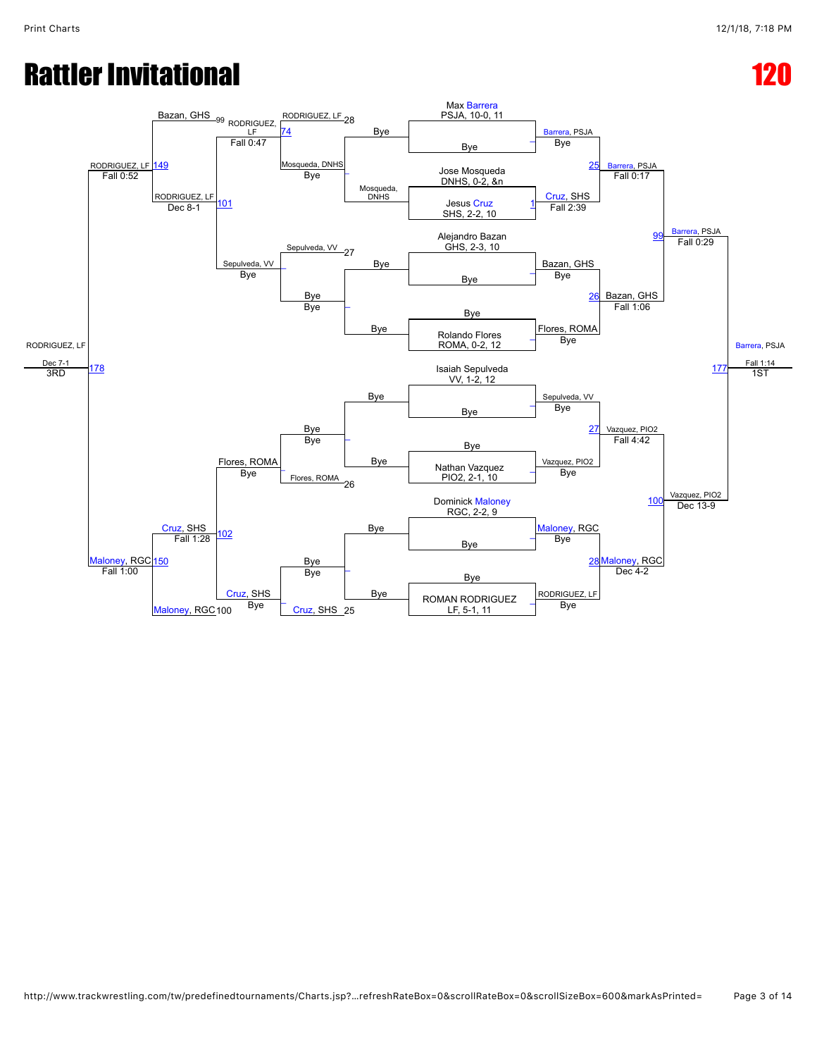# Rattler Invitational

# 120

## Championship Bracket

### First Round

| Match | Wrestler 1 | Wrestler 2 | Winner |
|---|---|---|---|
| | Max Barrera, PSJA, 10-0, 11 | Bye | Barrera, PSJA (Bye) |
| 1 | Jose Mosqueda, DNHS, 0-2, &n | Jesus Cruz, SHS, 2-2, 10 | Cruz, SHS (Fall 2:39) |
| | Alejandro Bazan, GHS, 2-3, 10 | Bye | Bazan, GHS (Bye) |
| | Bye | Rolando Flores, ROMA, 0-2, 12 | Flores, ROMA (Bye) |
| | Isaiah Sepulveda, VV, 1-2, 12 | Bye | Sepulveda, VV (Bye) |
| | Bye | Nathan Vazquez, PIO2, 2-1, 10 | Vazquez, PIO2 (Bye) |
| | Dominick Maloney, RGC, 2-2, 9 | Bye | Maloney, RGC (Bye) |
| | Bye | ROMAN RODRIGUEZ, LF, 5-1, 11 | RODRIGUEZ, LF (Bye) |

### Quarterfinals

| Match | Wrestler 1 | Wrestler 2 | Winner |
|---|---|---|---|
| 25 | Barrera, PSJA | Cruz, SHS | Barrera, PSJA (Fall 0:17) |
| 26 | Bazan, GHS | Flores, ROMA | Bazan, GHS (Fall 1:06) |
| 27 | Sepulveda, VV | Vazquez, PIO2 | Vazquez, PIO2 (Fall 4:42) |
| 28 | Maloney, RGC | RODRIGUEZ, LF | Maloney, RGC (Dec 4-2) |

### Semifinals

| Match | Wrestler 1 | Wrestler 2 | Winner |
|---|---|---|---|
| 99 | Barrera, PSJA | Bazan, GHS | Barrera, PSJA (Fall 0:29) |
| 100 | Vazquez, PIO2 | Maloney, RGC | Vazquez, PIO2 (Dec 13-9) |

### Final

| Match | Wrestler 1 | Wrestler 2 | Winner |
|---|---|---|---|
| 177 | Barrera, PSJA | Vazquez, PIO2 | Barrera, PSJA (Fall 1:14) — 1ST |

## Consolation Bracket

| Match | Wrestler 1 | Wrestler 2 | Winner |
|---|---|---|---|
| | Bye | Mosqueda, DNHS | Mosqueda, DNHS (Bye) |
| | Bye | Bye | Bye |
| | Bye | Bye | Bye |
| | Bye | Bye | Bye |
| 28 | RODRIGUEZ, LF | Mosqueda, DNHS | |
| 27 | Sepulveda, VV | Bye | |
| 26 | Bye | Flores, ROMA | |
| 25 | Bye | Cruz, SHS | |
| 74 | RODRIGUEZ, LF | Mosqueda, DNHS | RODRIGUEZ, LF (Fall 0:47) |
| | Sepulveda, VV | Bye | Sepulveda, VV (Bye) |
| | Bye | Flores, ROMA | Flores, ROMA (Bye) |
| | Bye | Cruz, SHS | Cruz, SHS (Bye) |
| 99 | Bazan, GHS | | |
| 101 | RODRIGUEZ, LF | Sepulveda, VV | RODRIGUEZ, LF (Dec 8-1) |
| 102 | Flores, ROMA | Cruz, SHS | Cruz, SHS (Fall 1:28) |
| 100 | Maloney, RGC | | |
| 149 | Bazan, GHS | RODRIGUEZ, LF | RODRIGUEZ, LF (Fall 0:52) |
| 150 | Cruz, SHS | Maloney, RGC | Maloney, RGC (Fall 1:00) |
| 178 | RODRIGUEZ, LF | Maloney, RGC | RODRIGUEZ, LF (Dec 7-1) — 3RD |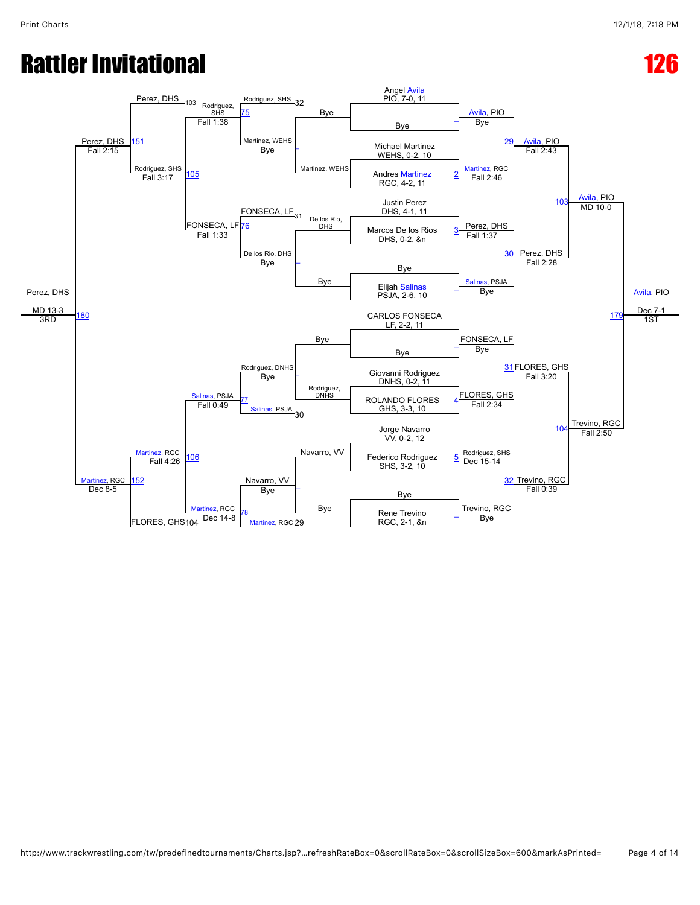# Rattler Invitational

# 126

## Championship Bracket

**First round**

- Match 1: Angel Avila, PIO, 7-0, 11 vs Bye — Avila, PIO (Bye)
- Match 2: Michael Martinez, WEHS, 0-2, 10 vs Andres Martinez, RGC, 4-2, 11 — Martinez, RGC (Fall 2:46)
- Match 3: Justin Perez, DHS, 4-1, 11 vs Marcos De los Rios, DHS, 0-2, &n — Perez, DHS (Fall 1:37)
- Match: Bye vs Elijah Salinas, PSJA, 2-6, 10 — Salinas, PSJA (Bye)
- Match: CARLOS FONSECA, LF, 2-2, 11 vs Bye — FONSECA, LF (Bye)
- Match 4: Giovanni Rodriguez, DNHS, 0-2, 11 vs ROLANDO FLORES, GHS, 3-3, 10 — FLORES, GHS (Fall 2:34)
- Match 5: Jorge Navarro, VV, 0-2, 12 vs Federico Rodriguez, SHS, 3-2, 10 — Rodriguez, SHS (Dec 15-14)
- Match: Bye vs Rene Trevino, RGC, 2-1, &n — Trevino, RGC (Bye)

**Quarterfinals**

- Match 29: Avila, PIO vs Martinez, RGC — Avila, PIO (Fall 2:43)
- Match 30: Perez, DHS vs Salinas, PSJA — Perez, DHS (Fall 2:28)
- Match 31: FONSECA, LF vs FLORES, GHS — FLORES, GHS (Fall 3:20)
- Match 32: Rodriguez, SHS vs Trevino, RGC — Trevino, RGC (Fall 0:39)

**Semifinals**

- Match 103: Avila, PIO vs Perez, DHS — Avila, PIO (MD 10-0)
- Match 104: FLORES, GHS vs Trevino, RGC — Trevino, RGC (Fall 2:50)

**Final**

- Match 179: Avila, PIO vs Trevino, RGC — Avila, PIO (Dec 7-1) — 1ST

## Consolation Bracket

**First round**

- Bye vs Martinez, WEHS — Martinez, WEHS (Bye)
- De los Rio, DHS vs Bye — De los Rio, DHS (Bye)
- Bye vs Rodriguez, DNHS — Rodriguez, DNHS (Bye)
- Navarro, VV vs Bye — Navarro, VV (Bye)

**Second round**

- Match 75: Rodriguez, SHS (32) vs Martinez, WEHS — Rodriguez, SHS (Fall 1:38)
- Match 76: FONSECA, LF (31) vs De los Rio, DHS — FONSECA, LF (Fall 1:33)
- Match 77: Rodriguez, DNHS vs Salinas, PSJA (30) — Salinas, PSJA (Fall 0:49)
- Match 78: Navarro, VV vs Martinez, RGC (29) — Martinez, RGC (Dec 14-8)

**Third round**

- Match 105: Perez, DHS (103) vs Rodriguez, SHS — Rodriguez, SHS (Fall 3:17)
- Match 105: Rodriguez, SHS vs FONSECA, LF — (see bracket)
- Match 106: Salinas, PSJA vs Martinez, RGC — Martinez, RGC (Fall 4:26)

**Consolation semifinals**

- Match 151: Perez, DHS vs Rodriguez, SHS / FONSECA, LF — Perez, DHS (Fall 2:15)
- Match 152: Martinez, RGC vs FLORES, GHS (104) — Martinez, RGC (Dec 8-5)

**3rd place**

- Match 180: Perez, DHS vs Martinez, RGC — Perez, DHS (MD 13-3) — 3RD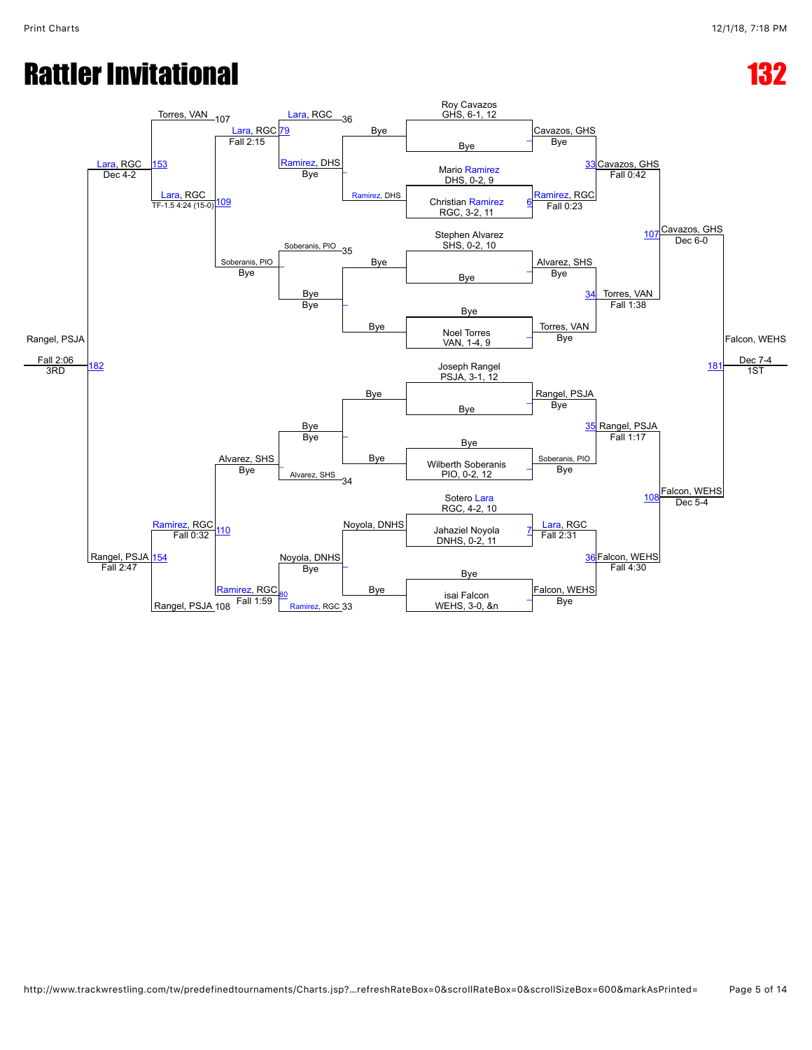# Rattler Invitational

# 132

## Championship Bracket

**Top half:**

- Roy Cavazos, GHS, 6-1, 12 vs Bye → Cavazos, GHS (Bye)
- Mario Ramirez, DHS, 0-2, 9 vs Christian Ramirez, RGC, 3-2, 11 → Ramirez, RGC (Fall 0:23) [6]
- Cavazos, GHS vs Ramirez, RGC → Cavazos, GHS (Fall 0:42) [33]
- Stephen Alvarez, SHS, 0-2, 10 vs Bye → Alvarez, SHS (Bye)
- Bye vs Noel Torres, VAN, 1-4, 9 → Torres, VAN (Bye)
- Alvarez, SHS vs Torres, VAN → Torres, VAN (Fall 1:38) [34]
- Cavazos, GHS vs Torres, VAN → Cavazos, GHS (Dec 6-0) [107]

**Bottom half:**

- Joseph Rangel, PSJA, 3-1, 12 vs Bye → Rangel, PSJA (Bye)
- Bye vs Wilberth Soberanis, PIO, 0-2, 12 → Soberanis, PIO (Bye)
- Rangel, PSJA vs Soberanis, PIO → Rangel, PSJA (Fall 1:17) [35]
- Sotero Lara, RGC, 4-2, 10 vs Jahaziel Noyola, DNHS, 0-2, 11 → Lara, RGC (Fall 2:31) [7]
- Bye vs isai Falcon, WEHS, 3-0, &n → Falcon, WEHS (Bye)
- Lara, RGC vs Falcon, WEHS → Falcon, WEHS (Fall 4:30) [36]
- Rangel, PSJA vs Falcon, WEHS → Falcon, WEHS (Dec 5-4) [108]

**Final:** Cavazos, GHS vs Falcon, WEHS → Falcon, WEHS (Dec 7-4) — 1ST [181]

## Consolation Bracket

- Bye vs Ramirez, DHS → Ramirez, DHS (Bye)
- Lara, RGC vs Ramirez, DHS → Lara, RGC [36]
- Bye vs Bye → Bye (Bye)
- Soberanis, PIO vs Bye → Soberanis, PIO [35]
- Bye vs Bye → Bye (Bye)
- Bye vs Alvarez, SHS → Alvarez, SHS [34]
- Noyola, DNHS vs Bye → Noyola, DNHS (Bye)
- Ramirez, RGC vs Noyola, DNHS → Ramirez, RGC [33]
- Lara, RGC vs Ramirez, DHS → Lara, RGC (Fall 2:15) [79]
- Soberanis, PIO vs Bye → Soberanis, PIO (Bye)
- Alvarez, SHS vs Bye → Alvarez, SHS (Bye)
- Noyola, DNHS vs Ramirez, RGC → Ramirez, RGC (Fall 1:59) [80]
- Torres, VAN vs Lara, RGC → Lara, RGC [107]
- Lara, RGC vs Soberanis, PIO → Lara, RGC (TF-1.5 4:24 (15-0)) [109]
- Alvarez, SHS vs Ramirez, RGC → Ramirez, RGC (Fall 0:32) [110]
- Ramirez, RGC vs Rangel, PSJA → Rangel, PSJA [108]
- Lara, RGC vs Torres, VAN → Lara, RGC (Dec 4-2) [153]
- Ramirez, RGC vs Rangel, PSJA → Rangel, PSJA (Fall 2:47) [154]
- Lara, RGC vs Rangel, PSJA → Rangel, PSJA (Fall 2:06) — 3RD [182]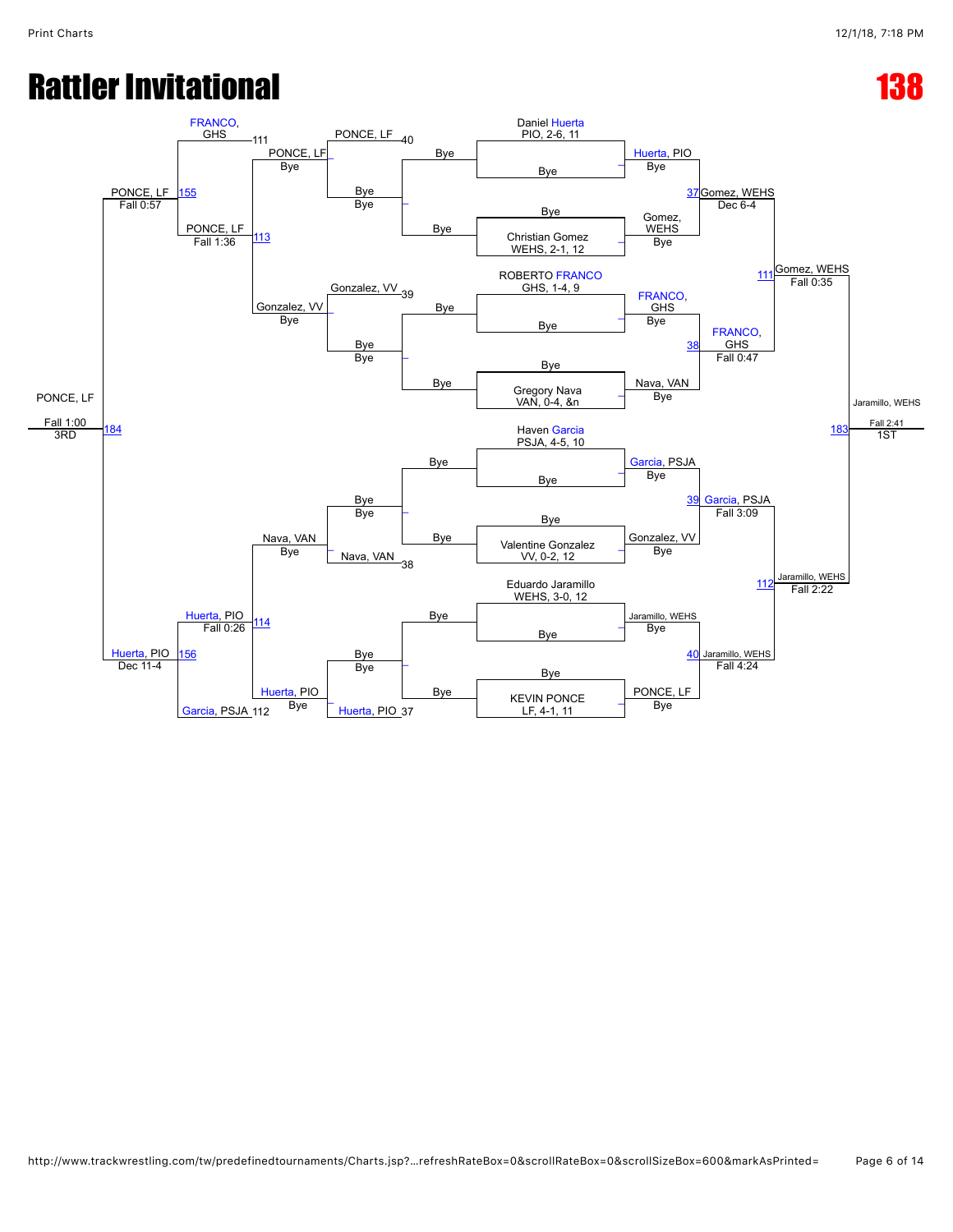# Rattler Invitational

# 138

## Championship Bracket

| Seed / Wrestler | Round 1 | Quarterfinals | Semifinals | Final |
| --- | --- | --- | --- | --- |
| Daniel Huerta, PIO, 2-6, 11 | Huerta, PIO (Bye) | | | |
| Bye | | | | |
| Bye | | Gomez, WEHS (Dec 6-4) [37] | | |
| Christian Gomez, WEHS, 2-1, 12 | Gomez, WEHS (Bye) | | | |
| | | | Gomez, WEHS (Fall 0:35) [111] | |
| ROBERTO FRANCO, GHS, 1-4, 9 | FRANCO, GHS (Bye) | | | |
| Bye | | | | |
| Bye | | FRANCO, GHS (Fall 0:47) [38] | | |
| Gregory Nava, VAN, 0-4, &n | Nava, VAN (Bye) | | | |
| | | | | Jaramillo, WEHS (Fall 2:41) [183] — 1ST |
| Haven Garcia, PSJA, 4-5, 10 | Garcia, PSJA (Bye) | | | |
| Bye | | | | |
| Bye | | Garcia, PSJA (Fall 3:09) [39] | | |
| Valentine Gonzalez, VV, 0-2, 12 | Gonzalez, VV (Bye) | | | |
| | | | Jaramillo, WEHS (Fall 2:22) [112] | |
| Eduardo Jaramillo, WEHS, 3-0, 12 | Jaramillo, WEHS (Bye) | | | |
| Bye | | | | |
| Bye | | Jaramillo, WEHS (Fall 4:24) [40] | | |
| KEVIN PONCE, LF, 4-1, 11 | PONCE, LF (Bye) | | | |

## Consolation Bracket

| Match | Wrestlers | Winner / Result |
| --- | --- | --- |
| 40 | PONCE, LF vs Bye | PONCE, LF (Bye) |
| 39 | Gonzalez, VV vs Bye | Gonzalez, VV (Bye) |
| 38 | Nava, VAN vs Bye | Nava, VAN (Bye) |
| 37 | Huerta, PIO vs Bye | Huerta, PIO (Bye) |
| 113 | PONCE, LF vs Gonzalez, VV | PONCE, LF (Fall 1:36) |
| 114 | Nava, VAN vs Huerta, PIO | Huerta, PIO (Fall 0:26) |
| 155 | FRANCO, GHS (111) vs PONCE, LF | PONCE, LF (Fall 0:57) |
| 156 | Huerta, PIO vs Garcia, PSJA (112) | Huerta, PIO (Dec 11-4) |
| 184 | PONCE, LF vs Huerta, PIO | PONCE, LF (Fall 1:00) — 3RD |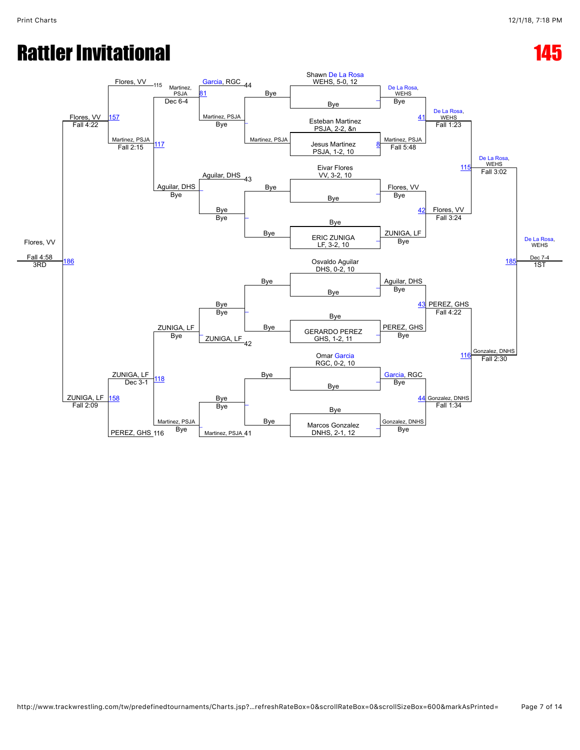# Rattler Invitational

# 145

## Championship Bracket

**First Round**

- Shawn De La Rosa, WEHS, 5-0, 12 vs. Bye — De La Rosa, WEHS: Bye
- Esteban Martinez, PSJA, 2-2, &n vs. Jesus Martinez, PSJA, 1-2, 10 (8) — Martinez, PSJA: Fall 5:48
- Eivar Flores, VV, 3-2, 10 vs. Bye — Flores, VV: Bye
- Bye vs. ERIC ZUNIGA, LF, 3-2, 10 — ZUNIGA, LF: Bye
- Osvaldo Aguilar, DHS, 0-2, 10 vs. Bye — Aguilar, DHS: Bye
- Bye vs. GERARDO PEREZ, GHS, 1-2, 11 — PEREZ, GHS: Bye
- Omar Garcia, RGC, 0-2, 10 vs. Bye — Garcia, RGC: Bye
- Bye vs. Marcos Gonzalez, DNHS, 2-1, 12 — Gonzalez, DNHS: Bye

**Quarterfinals**

- (41) De La Rosa, WEHS: Fall 1:23
- (42) Flores, VV: Fall 3:24
- (43) PEREZ, GHS: Fall 4:22
- (44) Gonzalez, DNHS: Fall 1:34

**Semifinals**

- (115) De La Rosa, WEHS: Fall 3:02
- (116) Gonzalez, DNHS: Fall 2:30

**Final**

- (185) De La Rosa, WEHS: Dec 7-4 — **1ST**

## Consolation Bracket

**Consolation Round 1**

- Martinez, PSJA vs. Bye — Martinez, PSJA: Bye
- Bye vs. Bye — Bye: Bye
- Bye vs. Bye — Bye: Bye
- Bye vs. Bye — Bye: Bye

**Consolation Round 2**

- Garcia, RGC (44) vs. Martinez, PSJA — (81) Martinez, PSJA: Dec 6-4
- Aguilar, DHS (43) vs. Bye — Aguilar, DHS: Bye
- Bye vs. ZUNIGA, LF (42) — ZUNIGA, LF: Bye
- Bye vs. Martinez, PSJA (41) — Martinez, PSJA: Bye

**Consolation Round 3**

- Flores, VV (115) vs. Martinez, PSJA (117) — (157) Flores, VV: Fall 4:22
- Martinez, PSJA: Fall 2:15
- Aguilar, DHS: Bye
- ZUNIGA, LF vs. Martinez, PSJA — (118) ZUNIGA, LF: Dec 3-1
- PEREZ, GHS (116) vs. ZUNIGA, LF — (158) ZUNIGA, LF: Fall 2:09

**3rd Place**

- Flores, VV vs. ZUNIGA, LF — (186) Flores, VV: Fall 4:58 — **3RD**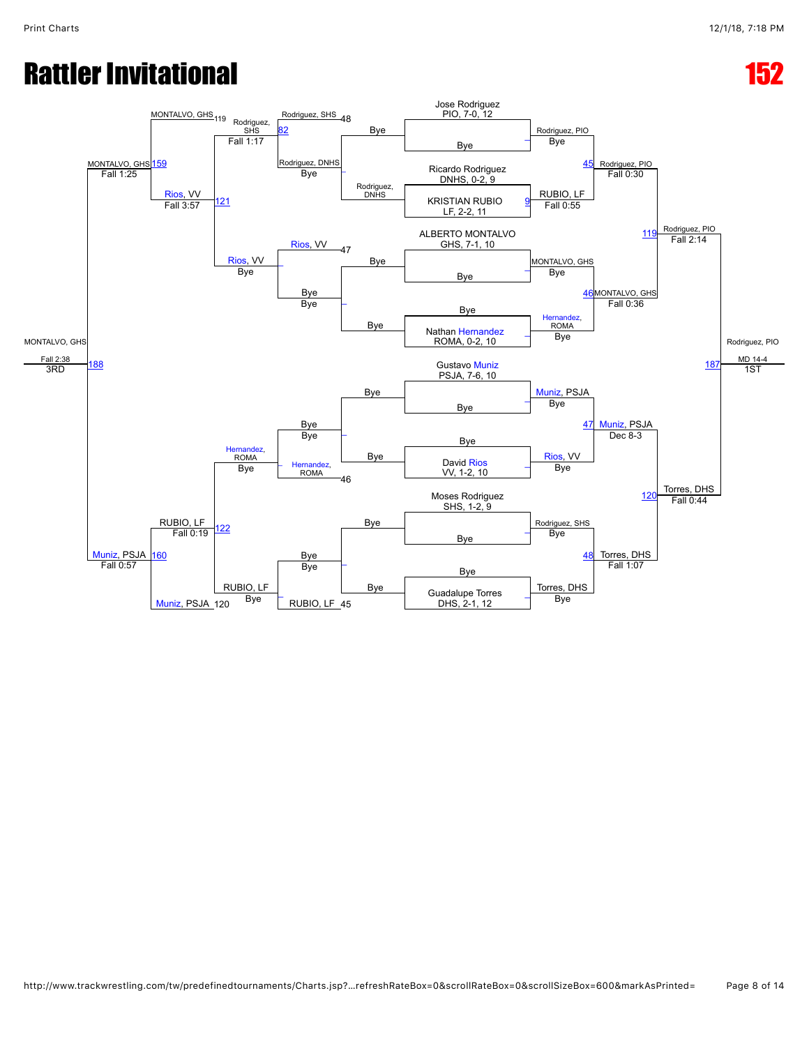# Rattler Invitational

# 152

## Championship Bracket

### Round 1 / Round 2

| Wrestler | Result | Advances |
|---|---|---|
| Jose Rodriguez PIO, 7-0, 12 vs Bye | – | Rodriguez, PIO (Bye) |
| Ricardo Rodriguez DNHS, 0-2, 9 vs KRISTIAN RUBIO LF, 2-2, 11 | 9 | RUBIO, LF (Fall 0:55) |
| ALBERTO MONTALVO GHS, 7-1, 10 vs Bye | – | MONTALVO, GHS (Bye) |
| Bye vs Nathan Hernandez ROMA, 0-2, 10 | – | Hernandez, ROMA (Bye) |
| Gustavo Muniz PSJA, 7-6, 10 vs Bye | – | Muniz, PSJA (Bye) |
| Bye vs David Rios VV, 1-2, 10 | – | Rios, VV (Bye) |
| Moses Rodriguez SHS, 1-2, 9 vs Bye | – | Rodriguez, SHS (Bye) |
| Bye vs Guadalupe Torres DHS, 2-1, 12 | – | Torres, DHS (Bye) |

### Quarterfinals

| Bout | Winner | Result |
|---|---|---|
| 45 | Rodriguez, PIO | Fall 0:30 |
| 46 | MONTALVO, GHS | Fall 0:36 |
| 47 | Muniz, PSJA | Dec 8-3 |
| 48 | Torres, DHS | Fall 1:07 |

### Semifinals

| Bout | Winner | Result |
|---|---|---|
| 119 | Rodriguez, PIO | Fall 2:14 |
| 120 | Torres, DHS | Fall 0:44 |

### Final

| Bout | Winner | Result | Place |
|---|---|---|---|
| 187 | Rodriguez, PIO | MD 14-4 | 1ST |

## Consolation Bracket

| Bout | Wrestlers | Winner | Result |
|---|---|---|---|
| – | Bye vs Rodriguez, DNHS | Rodriguez, DNHS | Bye |
| 47 | Bye vs Bye | Rios, VV | |
| 46 | Bye vs Bye | Hernandez, ROMA | |
| 45 | Bye vs Bye | RUBIO, LF | |
| 48 | Rodriguez, SHS vs Rodriguez, DNHS | Rodriguez, SHS | |
| – | Rios, VV vs Bye | Rios, VV | Bye |
| – | Hernandez, ROMA vs Bye | Hernandez, ROMA | Bye |
| – | RUBIO, LF vs Bye | RUBIO, LF | Bye |
| 82 | Rodriguez, SHS vs MONTALVO, GHS (119) | Rodriguez, SHS | Fall 1:17 |
| 121 | Rodriguez, SHS vs Rios, VV | Rios, VV | Fall 3:57 |
| 122 | Hernandez, ROMA vs RUBIO, LF | RUBIO, LF | Fall 0:19 |
| 159 | MONTALVO, GHS vs Rios, VV | MONTALVO, GHS | Fall 1:25 |
| 160 | RUBIO, LF vs Muniz, PSJA (120) | Muniz, PSJA | Fall 0:57 |
| 188 | MONTALVO, GHS vs Muniz, PSJA | MONTALVO, GHS | Fall 2:38 — 3RD |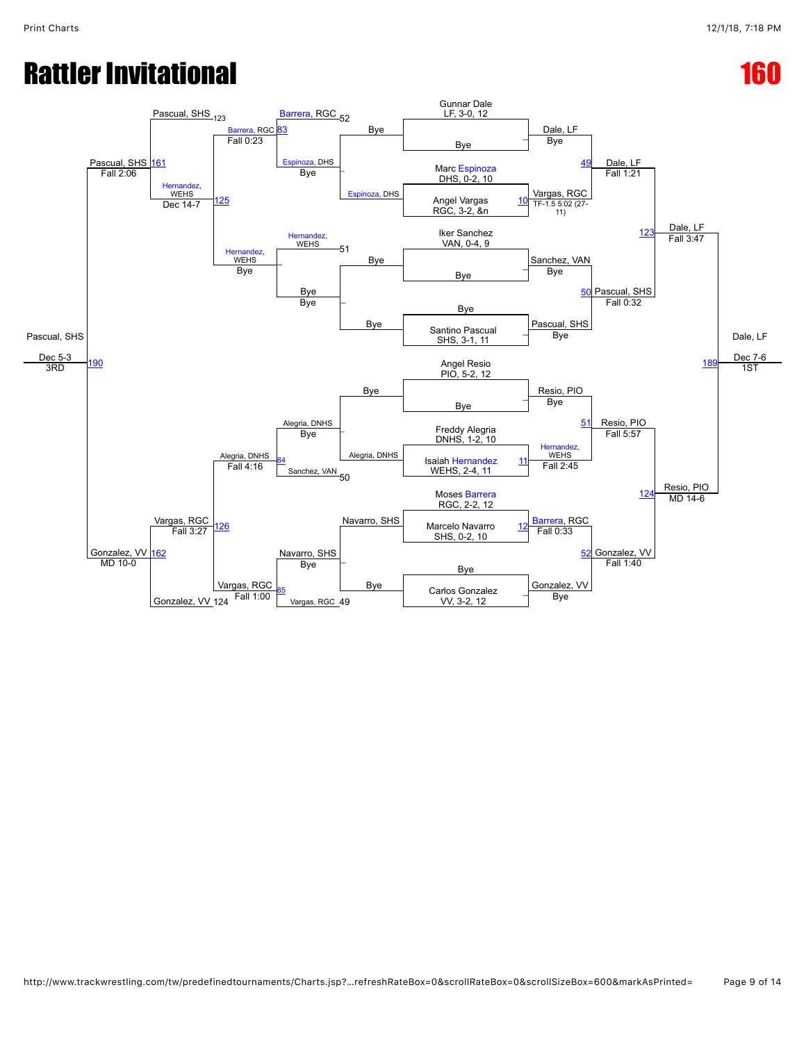# Rattler Invitational

# 160

## Championship Bracket

**First Round / Quarterfinals / Semifinals / Final**

- Gunnar Dale, LF, 3-0, 12 vs Bye → Dale, LF (Bye) [49]
- Marc Espinoza, DHS, 0-2, 10 vs Angel Vargas, RGC, 3-2, &n → Vargas, RGC (TF-1.5 5:02 (27-11)) [10]
- Dale, LF def. Vargas, RGC → Dale, LF (Fall 1:21) [123]
- Iker Sanchez, VAN, 0-4, 9 vs Bye → Sanchez, VAN (Bye) [50]
- Bye vs Santino Pascual, SHS, 3-1, 11 → Pascual, SHS (Bye)
- Sanchez, VAN vs Pascual, SHS → Pascual, SHS (Fall 0:32)
- Dale, LF vs Pascual, SHS → Dale, LF (Fall 3:47) [189]
- Angel Resio, PIO, 5-2, 12 vs Bye → Resio, PIO (Bye) [51]
- Freddy Alegria, DNHS, 1-2, 10 vs Isaiah Hernandez, WEHS, 2-4, 11 → Hernandez, WEHS (Fall 2:45) [11]
- Resio, PIO vs Hernandez, WEHS → Resio, PIO (Fall 5:57) [124]
- Moses Barrera, RGC, 2-2, 12 vs Marcelo Navarro, SHS, 0-2, 10 → Barrera, RGC (Fall 0:33) [12] [52]
- Bye vs Carlos Gonzalez, VV, 3-2, 12 → Gonzalez, VV (Bye)
- Barrera, RGC vs Gonzalez, VV → Gonzalez, VV (Fall 1:40)
- Resio, PIO vs Gonzalez, VV → Resio, PIO (MD 14-6)
- **1ST: Dale, LF def. Resio, PIO — Dec 7-6**

## Consolation Bracket

- Espinoza, DHS vs Bye → Espinoza, DHS
- Bye vs Bye → Bye
- Barrera, RGC vs Espinoza, DHS [83] → Barrera, RGC (Fall 0:23) [52]
- Hernandez, WEHS vs Bye → Hernandez, WEHS (Bye) [51]
- Barrera, RGC vs Hernandez, WEHS [125] → Hernandez, WEHS → Pascual, SHS [123]
- Pascual, SHS vs Hernandez, WEHS → Pascual, SHS (Dec 14-7) [161]
- Pascual, SHS → (Fall 2:06)
- Alegria, DNHS vs Bye → Alegria, DNHS
- Navarro, SHS vs Bye → Navarro, SHS
- Alegria, DNHS vs Sanchez, VAN [84] → Alegria, DNHS (Fall 4:16) [50]
- Navarro, SHS vs Vargas, RGC [85] → Vargas, RGC (Fall 1:00) [49]
- Alegria, DNHS vs Vargas, RGC [126] → Vargas, RGC (Fall 3:27)
- Vargas, RGC vs Gonzalez, VV [162] → Gonzalez, VV (MD 10-0) [124]
- **3RD: Pascual, SHS def. Gonzalez, VV — Dec 5-3** [190]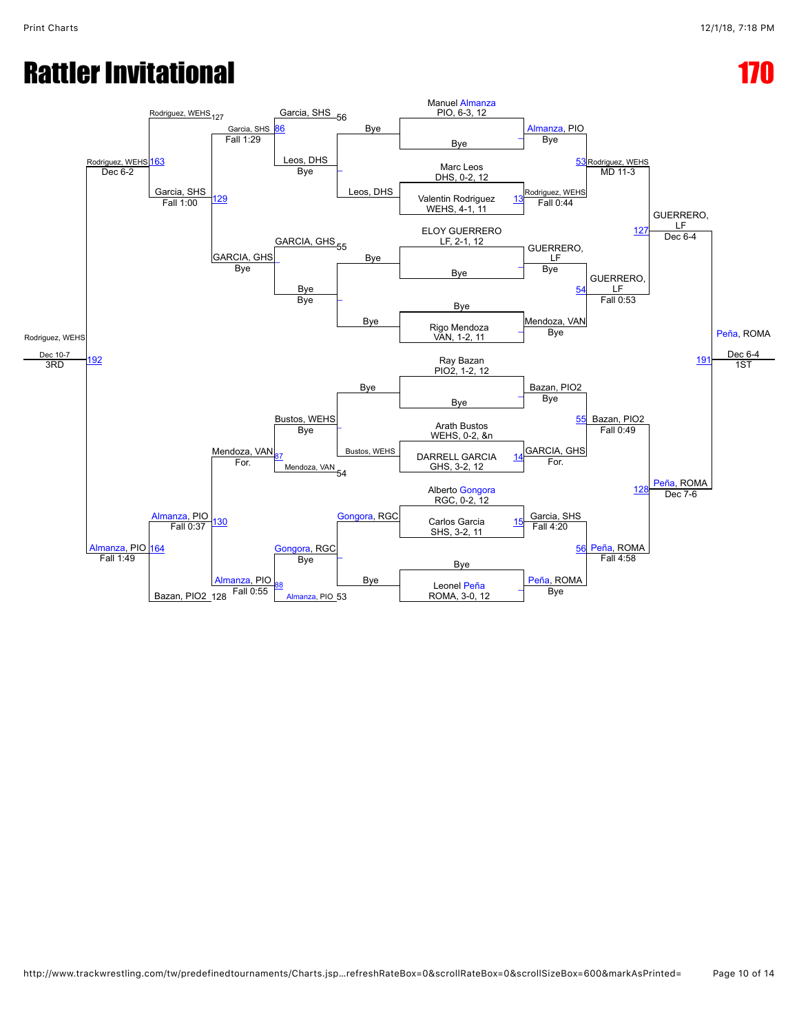# Rattler Invitational

# 170

## Championship Bracket

### First Round

- Manuel Almanza (PIO, 6-3, 12) vs. Bye → Almanza, PIO (Bye)
- Marc Leos (DHS, 0-2, 12) vs. Valentin Rodriguez (WEHS, 4-1, 11) → Match 13: Rodriguez, WEHS (Fall 0:44)
- ELOY GUERRERO (LF, 2-1, 12) vs. Bye → GUERRERO, LF (Bye)
- Bye vs. Rigo Mendoza (VAN, 1-2, 11) → Mendoza, VAN (Bye)
- Ray Bazan (PIO2, 1-2, 12) vs. Bye → Bazan, PIO2 (Bye)
- Arath Bustos (WEHS, 0-2, &n) vs. DARRELL GARCIA (GHS, 3-2, 12) → Match 14: GARCIA, GHS (For.)
- Alberto Gongora (RGC, 0-2, 12) vs. Carlos Garcia (SHS, 3-2, 11) → Match 15: Garcia, SHS (Fall 4:20)
- Bye vs. Leonel Peña (ROMA, 3-0, 12) → Peña, ROMA (Bye)

### Quarterfinals

- Match 53: Almanza, PIO vs. Rodriguez, WEHS → Rodriguez, WEHS (MD 11-3)
- Match 54: GUERRERO, LF vs. Mendoza, VAN → GUERRERO, LF (Fall 0:53)
- Match 55: Bazan, PIO2 vs. GARCIA, GHS → Bazan, PIO2 (Fall 0:49)
- Match 56: Garcia, SHS vs. Peña, ROMA → Peña, ROMA (Fall 4:58)

### Semifinals

- Match 127: Rodriguez, WEHS vs. GUERRERO, LF → GUERRERO, LF (Dec 6-4)
- Match 128: Bazan, PIO2 vs. Peña, ROMA → Peña, ROMA (Dec 7-6)

### Finals

- Match 191: GUERRERO, LF vs. Peña, ROMA → **Peña, ROMA** (Dec 6-4) — 1ST

## Consolation Bracket

### Consolation Round 1

- Leos, DHS vs. Bye → Leos, DHS (Bye)
- Bye vs. Bye → Bye
- Bustos, WEHS vs. Bye → Bustos, WEHS (Bye)
- Gongora, RGC vs. Bye → Gongora, RGC (Bye)

### Consolation Round 2

- Match 56: Garcia, SHS vs. Leos, DHS → Garcia, SHS
- Match 55: GARCIA, GHS vs. Bye → GARCIA, GHS
- Match 54: Mendoza, VAN vs. Bustos, WEHS → Mendoza, VAN
- Match 53: Almanza, PIO vs. Gongora, RGC → Almanza, PIO

### Consolation Round 3

- Match 86: Garcia, SHS vs. Leos, DHS → Garcia, SHS (Fall 1:29)
- GARCIA, GHS vs. Bye → GARCIA, GHS (Bye)
- Match 87: Mendoza, VAN vs. Bustos, WEHS → Mendoza, VAN (For.)
- Match 88: Gongora, RGC vs. Almanza, PIO → Almanza, PIO (Fall 0:55)

### Consolation Round 4

- Match 129: Garcia, SHS vs. GARCIA, GHS → Garcia, SHS (Fall 1:00)
- Match 130: Mendoza, VAN vs. Almanza, PIO → Almanza, PIO (Fall 0:37)

### Consolation Semifinals

- Match 127: Rodriguez, WEHS
- Match 163: Rodriguez, WEHS vs. Garcia, SHS → Rodriguez, WEHS (Dec 6-2)
- Match 128: Bazan, PIO2
- Match 164: Almanza, PIO vs. Bazan, PIO2 → Almanza, PIO (Fall 1:49)

### 3rd Place

- Match 192: Rodriguez, WEHS vs. Almanza, PIO → **Rodriguez, WEHS** (Dec 10-7) — 3RD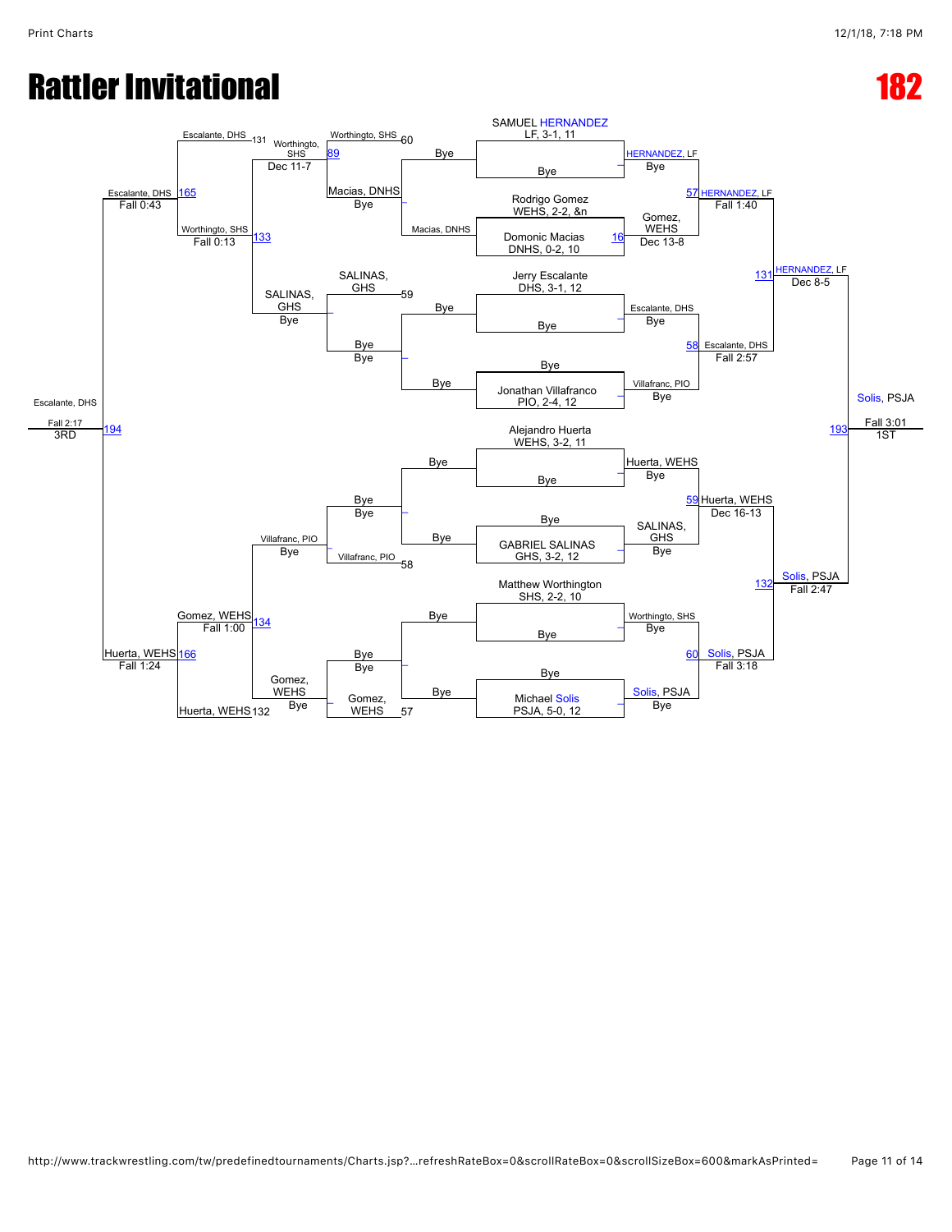# Rattler Invitational

# 182

**Championship Bracket**

SAMUEL HERNANDEZ, LF, 3-1, 11 — Bye
- HERNANDEZ, LF — Bye

Rodrigo Gomez, WEHS, 2-2, &n vs Domonic Macias, DNHS, 0-2, 10
- 16: Gomez, WEHS — Dec 13-8

57: HERNANDEZ, LF — Fall 1:40

Jerry Escalante, DHS, 3-1, 12 — Bye
- Escalante, DHS — Bye

Bye — Jonathan Villafranco, PIO, 2-4, 12
- Villafranc, PIO — Bye

58: Escalante, DHS — Fall 2:57

131: HERNANDEZ, LF — Dec 8-5

Alejandro Huerta, WEHS, 3-2, 11 — Bye
- Huerta, WEHS — Bye

Bye — GABRIEL SALINAS, GHS, 3-2, 12
- SALINAS, GHS — Bye

59: Huerta, WEHS — Dec 16-13

Matthew Worthington, SHS, 2-2, 10 — Bye
- Worthington, SHS — Bye

Bye — Michael Solis, PSJA, 5-0, 12
- Solis, PSJA — Bye

60: Solis, PSJA — Fall 3:18

132: Solis, PSJA — Fall 2:47

193: Solis, PSJA — Fall 3:01 — 1ST

**Consolation Bracket**

- 60: Worthingto, SHS — Bye (Macias, DNHS — Bye; Macias, DNHS)
- 89: Worthingto, SHS — Dec 11-7
- 59: SALINAS, GHS — Bye (Bye — Bye)
- SALINAS, GHS — Bye
- 133: Worthingto, SHS — Fall 0:13
- 131: Escalante, DHS
- 165: Escalante, DHS — Fall 0:43
- 58: Villafranc, PIO (Bye — Bye)
- Villafranc, PIO — Bye
- 57: Gomez, WEHS (Bye — Bye)
- Gomez, WEHS — Bye
- 134: Gomez, WEHS — Fall 1:00
- 132: Huerta, WEHS
- 166: Huerta, WEHS — Fall 1:24
- 194: Escalante, DHS — Fall 2:17 — 3RD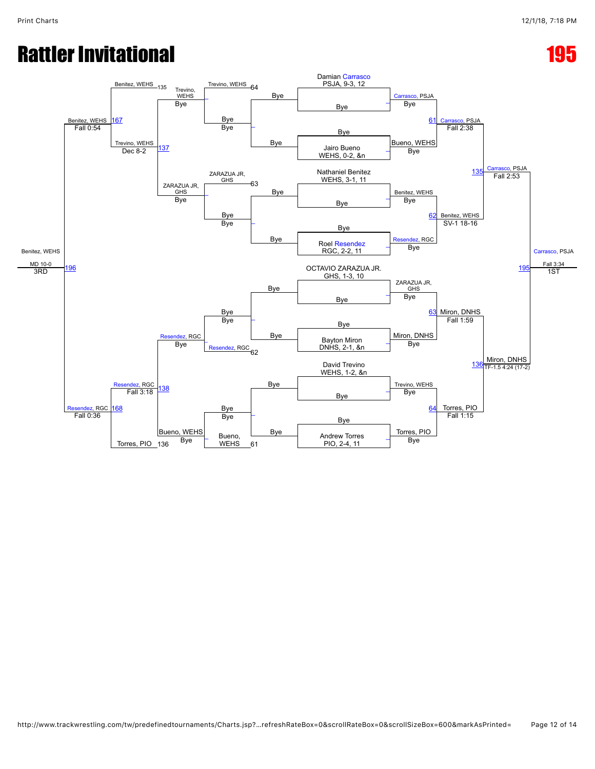# Rattler Invitational

# 195

## Championship Bracket

**Upper half**

- Damian Carrasco, PSJA, 9-3, 12 — Bye → Carrasco, PSJA (Bye)
- Bye vs Jairo Bueno, WEHS, 0-2, &n → Bueno, WEHS (Bye)
- Match 61: Carrasco, PSJA — Fall 2:38
- Nathaniel Benitez, WEHS, 3-1, 11 — Bye → Benitez, WEHS (Bye)
- Bye vs Roel Resendez, RGC, 2-2, 11 → Resendez, RGC (Bye)
- Match 62: Benitez, WEHS — SV-1 18-16
- Match 135: Carrasco, PSJA — Fall 2:53

**Lower half**

- OCTAVIO ZARAZUA JR., GHS, 1-3, 10 — Bye → ZARAZUA JR, GHS (Bye)
- Bye vs Bayton Miron, DNHS, 2-1, &n → Miron, DNHS (Bye)
- Match 63: Miron, DNHS — Fall 1:59
- David Trevino, WEHS, 1-2, &n — Bye → Trevino, WEHS (Bye)
- Bye vs Andrew Torres, PIO, 2-4, 11 → Torres, PIO (Bye)
- Match 64: Torres, PIO — Fall 1:15
- Match 136: Miron, DNHS — TF-1.5 4:24 (17-2)

**Final**

- Match 195: Carrasco, PSJA — Fall 3:34 — 1ST

## Consolation Bracket

- Trevino, WEHS (loser 64) — Bye vs Bye → Trevino, WEHS
- ZARAZUA JR, GHS (loser 63) — Bye vs Bye → ZARAZUA JR, GHS
- Resendez, RGC (loser 62) — Bye vs Bye → Resendez, RGC
- Bueno, WEHS (loser 61) — Bye vs Bye → Bueno, WEHS
- Match 137: Trevino, WEHS — Dec 8-2
- Match 138: Resendez, RGC — Fall 3:18
- Match 167: Benitez, WEHS (loser 135) vs Trevino, WEHS — Benitez, WEHS — Fall 0:54
- Match 168: Resendez, RGC vs Torres, PIO (loser 136) — Resendez, RGC — Fall 0:36
- Match 196: Benitez, WEHS — MD 10-0 — 3RD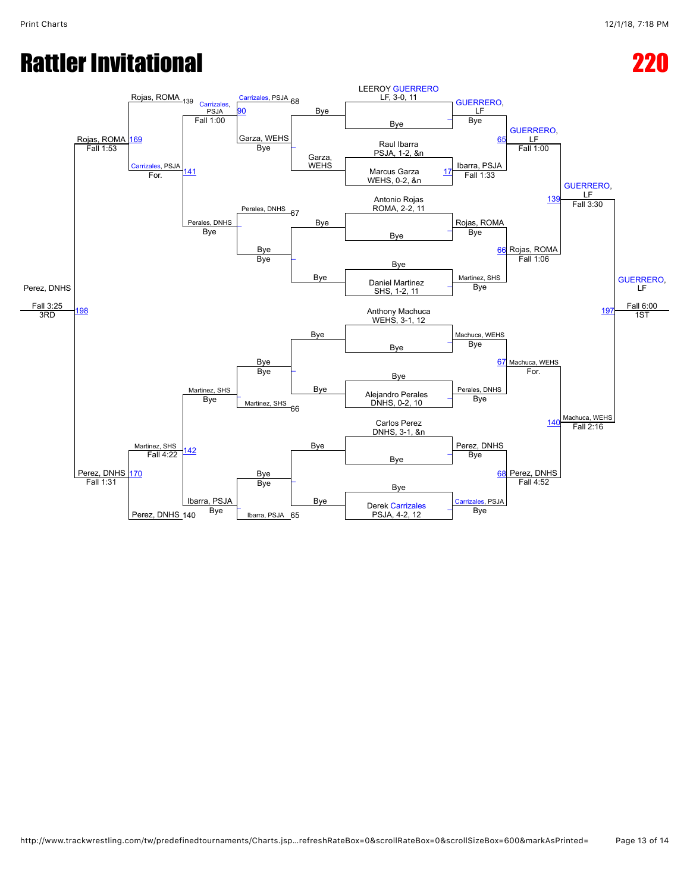# Rattler Invitational

# 220

## Championship Bracket

**Seeds / Entrants**

- LEEROY GUERRERO — LF, 3-0, 11
- Raul Ibarra — PSJA, 1-2, &n
- Marcus Garza — WEHS, 0-2, &n
- Antonio Rojas — ROMA, 2-2, 11
- Daniel Martinez — SHS, 1-2, 11
- Anthony Machuca — WEHS, 3-1, 12
- Alejandro Perales — DNHS, 0-2, 10
- Carlos Perez — DNHS, 3-1, &n
- Derek Carrizales — PSJA, 4-2, 12

**First Round**

- GUERRERO, LF — Bye
- Match 17: Ibarra, PSJA over Garza, WEHS — Fall 1:33
- Rojas, ROMA — Bye
- Martinez, SHS — Bye
- Machuca, WEHS — Bye
- Perales, DNHS — Bye
- Perez, DNHS — Bye
- Carrizales, PSJA — Bye

**Quarterfinals**

- Match 65: GUERRERO, LF — Fall 1:00
- Match 66: Rojas, ROMA — Fall 1:06
- Match 67: Machuca, WEHS — For.
- Match 68: Perez, DNHS — Fall 4:52

**Semifinals**

- Match 139: GUERRERO, LF — Fall 3:30
- Match 140: Machuca, WEHS — Fall 2:16

**Final**

- Match 197: GUERRERO, LF — Fall 6:00 — 1ST

## Consolation Bracket

**Consolation Round 1**

- Garza, WEHS — Bye
- Perales, DNHS (loser 67) — Bye
- Martinez, SHS (loser 66) — Bye
- Ibarra, PSJA (loser 65) — Bye
- Match 90: Carrizales, PSJA (loser 68) over Garza, WEHS — Fall 1:00

**Consolation Round 2**

- Match 141: Carrizales, PSJA over Perales, DNHS — For.
- Match 142: Martinez, SHS over Ibarra, PSJA — Fall 4:22

**Consolation Semifinals**

- Match 169: Rojas, ROMA (loser 139) over Carrizales, PSJA — Fall 1:53
- Match 170: Perez, DNHS (loser 140) over Martinez, SHS — Fall 1:31

**3rd Place**

- Match 198: Perez, DNHS over Rojas, ROMA — Fall 3:25 — 3RD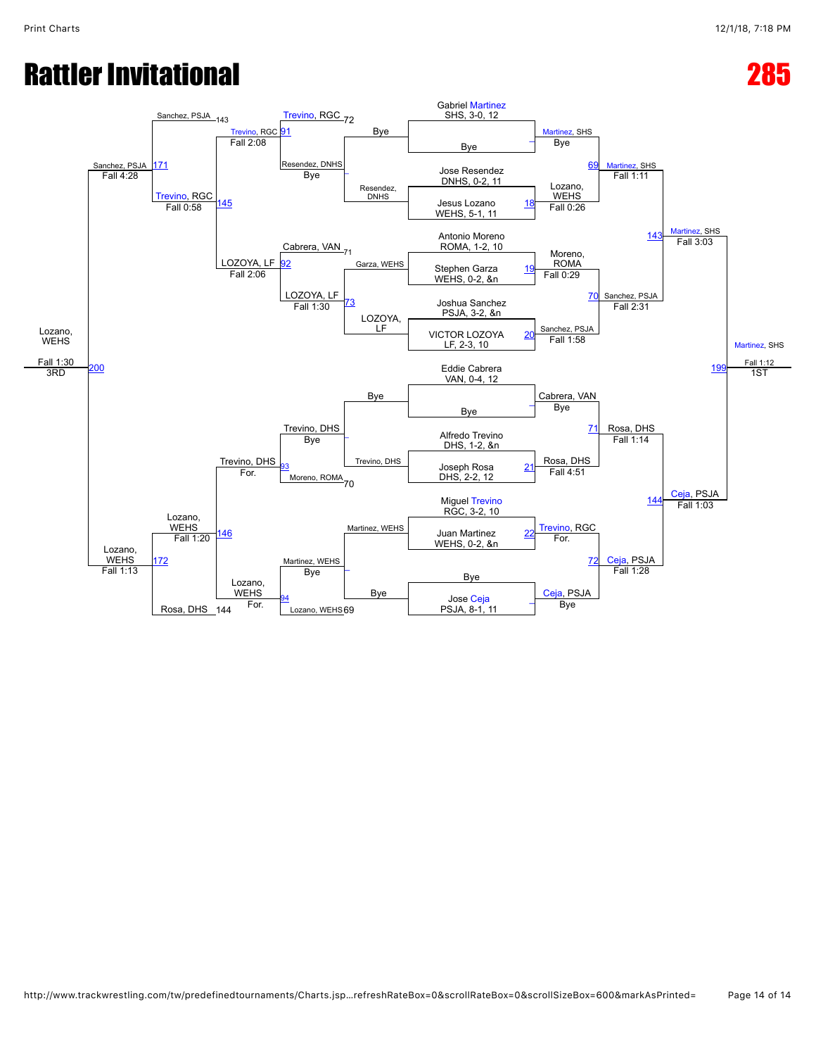# Rattler Invitational

# 285

Gabriel Martinez
SHS, 3-0, 12

Bye

Jose Resendez
DNHS, 0-2, 11

Jesus Lozano
WEHS, 5-1, 11

Antonio Moreno
ROMA, 1-2, 10

Stephen Garza
WEHS, 0-2, &n

Joshua Sanchez
PSJA, 3-2, &n

VICTOR LOZOYA
LF, 2-3, 10

Eddie Cabrera
VAN, 0-4, 12

Bye

Alfredo Trevino
DHS, 1-2, &n

Joseph Rosa
DHS, 2-2, 12

Miguel Trevino
RGC, 3-2, 10

Juan Martinez
WEHS, 0-2, &n

Bye

Jose Ceja
PSJA, 8-1, 11

Martinez, SHS
Bye

18 Lozano, WEHS
Fall 0:26

19 Moreno, ROMA
Fall 0:29

20 Sanchez, PSJA
Fall 1:58

Cabrera, VAN
Bye

21 Rosa, DHS
Fall 4:51

22 Trevino, RGC
For.

Ceja, PSJA
Bye

69 Martinez, SHS
Fall 1:11

70 Sanchez, PSJA
Fall 2:31

71 Rosa, DHS
Fall 1:14

72 Ceja, PSJA
Fall 1:28

143 Martinez, SHS
Fall 3:03

144 Ceja, PSJA
Fall 1:03

199 Martinez, SHS
Fall 1:12
1ST

Bye

Resendez, DNHS

Garza, WEHS

LOZOYA, LF

Bye

Trevino, DHS

Martinez, WEHS

Bye

Trevino, RGC 72

Resendez, DNHS
Bye

Cabrera, VAN 71

73 LOZOYA, LF
Fall 1:30

Trevino, DHS
Bye

Moreno, ROMA 70

Martinez, WEHS
Bye

Lozano, WEHS 69

91 Trevino, RGC
Fall 2:08

92 LOZOYA, LF
Fall 2:06

93 Trevino, DHS
For.

94 Lozano, WEHS
For.

Sanchez, PSJA 143

145 Trevino, RGC
Fall 0:58

146 Lozano, WEHS
Fall 1:20

Rosa, DHS 144

171 Sanchez, PSJA
Fall 4:28

172 Lozano, WEHS
Fall 1:13

200 Lozano, WEHS
Fall 1:30
3RD